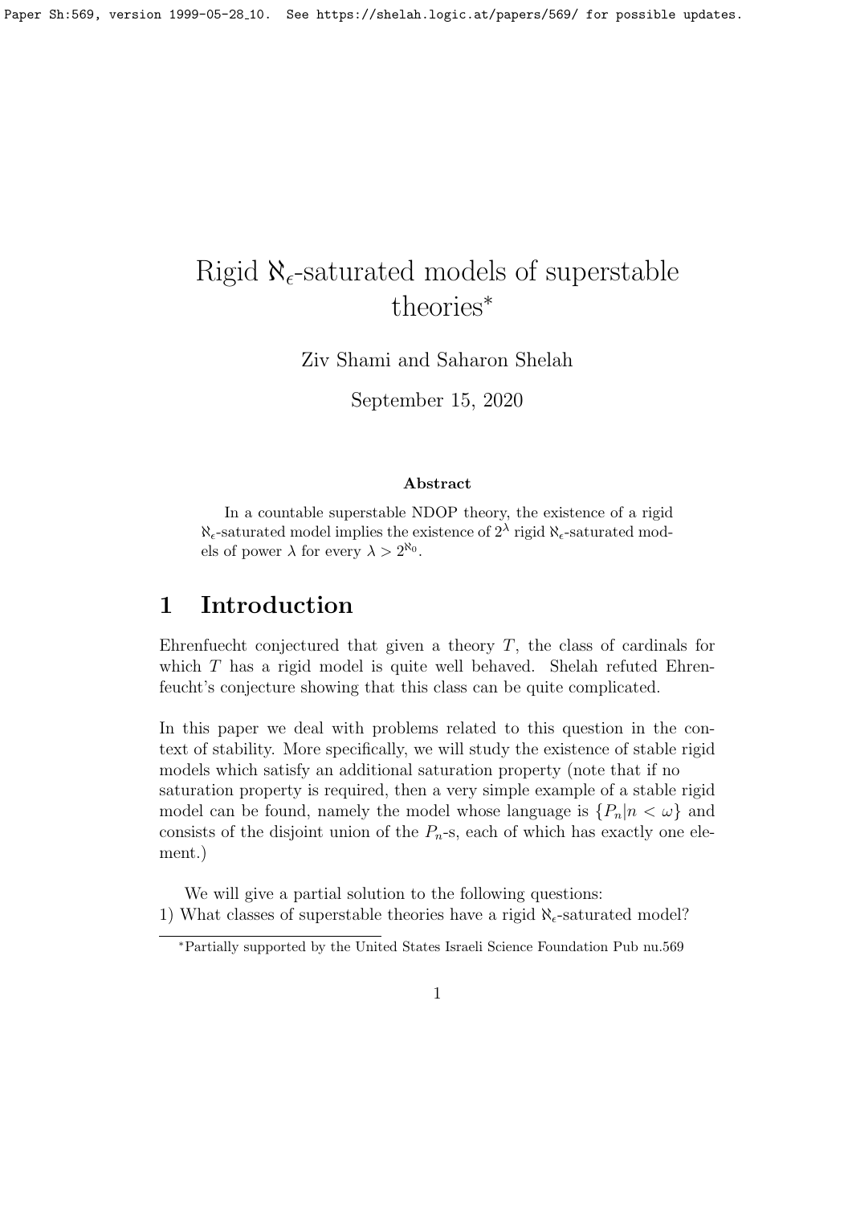# Rigid $\aleph_\epsilon$-saturated models of superstable theories*

Ziv Shami and Saharon Shelah

September 15, 2020

### Abstract

In a countable superstable NDOP theory, the existence of a rigid $\aleph_\epsilon$-saturated model implies the existence of $2^\lambda$ rigid $\aleph_\epsilon$-saturated models of power $\lambda$ for every $\lambda > 2^{\aleph_0}$.

## 1 Introduction

Ehrenfuecht conjectured that given a theory $T$, the class of cardinals for which $T$ has a rigid model is quite well behaved. Shelah refuted Ehrenfeucht's conjecture showing that this class can be quite complicated.

In this paper we deal with problems related to this question in the context of stability. More specifically, we will study the existence of stable rigid models which satisfy an additional saturation property (note that if no saturation property is required, then a very simple example of a stable rigid model can be found, namely the model whose language is $\{P_n | n < \omega\}$ and consists of the disjoint union of the $P_n$-s, each of which has exactly one element.)

We will give a partial solution to the following questions:
1) What classes of superstable theories have a rigid $\aleph_\epsilon$-saturated model?

*Partially supported by the United States Israeli Science Foundation Pub nu.569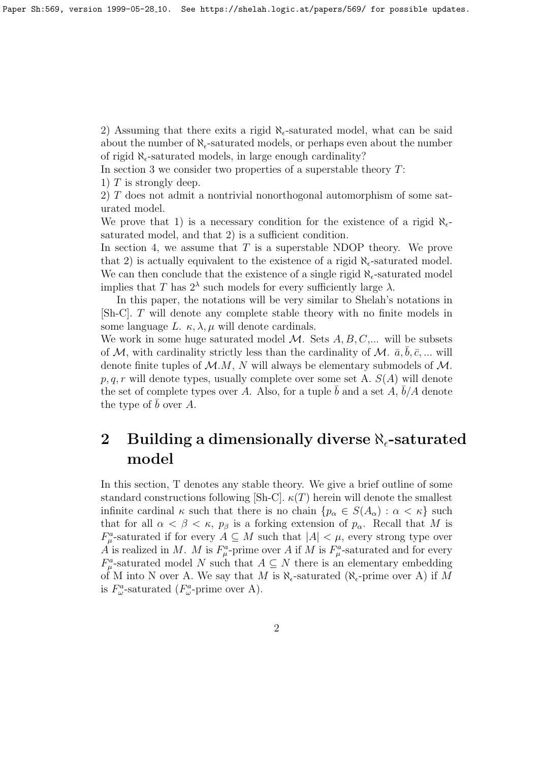2) Assuming that there exits a rigid $\aleph_\epsilon$-saturated model, what can be said about the number of $\aleph_\epsilon$-saturated models, or perhaps even about the number of rigid $\aleph_\epsilon$-saturated models, in large enough cardinality?

In section 3 we consider two properties of a superstable theory $T$:

1) $T$ is strongly deep.

2) $T$ does not admit a nontrivial nonorthogonal automorphism of some saturated model.

We prove that 1) is a necessary condition for the existence of a rigid $\aleph_\epsilon$-saturated model, and that 2) is a sufficient condition.

In section 4, we assume that $T$ is a superstable NDOP theory. We prove that 2) is actually equivalent to the existence of a rigid $\aleph_\epsilon$-saturated model. We can then conclude that the existence of a single rigid $\aleph_\epsilon$-saturated model implies that $T$ has $2^\lambda$ such models for every sufficiently large $\lambda$.

In this paper, the notations will be very similar to Shelah's notations in [Sh-C]. $T$ will denote any complete stable theory with no finite models in some language $L$. $\kappa, \lambda, \mu$ will denote cardinals.

We work in some huge saturated model $\mathcal{M}$. Sets $A, B, C, \ldots$ will be subsets of $\mathcal{M}$, with cardinality strictly less than the cardinality of $\mathcal{M}$. $\bar{a}, \bar{b}, \bar{c}, \ldots$ will denote finite tuples of $\mathcal{M}$.$M$, $N$ will always be elementary submodels of $\mathcal{M}$. $p, q, r$ will denote types, usually complete over some set A. $S(A)$ will denote the set of complete types over $A$. Also, for a tuple $\bar{b}$ and a set $A$, $\bar{b}/A$ denote the type of $\bar{b}$ over $A$.

## 2 Building a dimensionally diverse $\aleph_\epsilon$-saturated model

In this section, T denotes any stable theory. We give a brief outline of some standard constructions following [Sh-C]. $\kappa(T)$ herein will denote the smallest infinite cardinal $\kappa$ such that there is no chain $\{p_\alpha \in S(A_\alpha) : \alpha < \kappa\}$ such that for all $\alpha < \beta < \kappa$, $p_\beta$ is a forking extension of $p_\alpha$. Recall that $M$ is $F^a_\mu$-saturated if for every $A \subseteq M$ such that $|A| < \mu$, every strong type over $A$ is realized in $M$. $M$ is $F^a_\mu$-prime over $A$ if $M$ is $F^a_\mu$-saturated and for every $F^a_\mu$-saturated model $N$ such that $A \subseteq N$ there is an elementary embedding of M into N over A. We say that $M$ is $\aleph_\epsilon$-saturated ($\aleph_\epsilon$-prime over A) if $M$ is $F^a_\omega$-saturated ($F^a_\omega$-prime over A).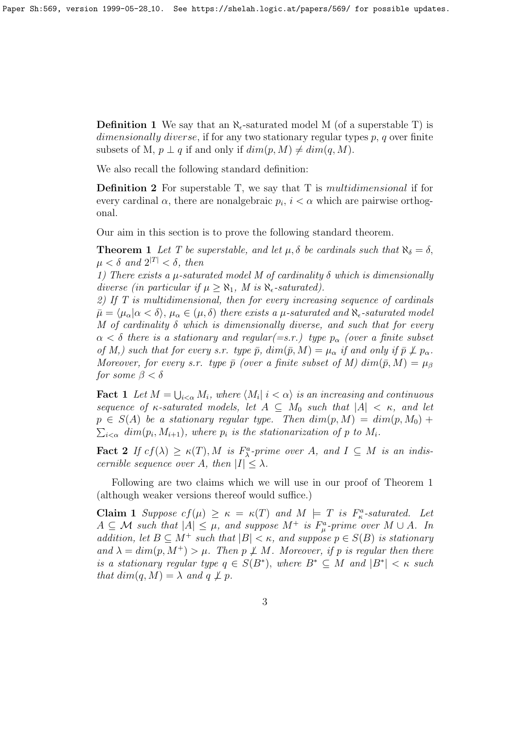**Definition 1** We say that an $\aleph_\epsilon$-saturated model M (of a superstable T) is *dimensionally diverse*, if for any two stationary regular types $p$, $q$ over finite subsets of M, $p \perp q$ if and only if $dim(p, M) \neq dim(q, M)$.

We also recall the following standard definition:

**Definition 2** For superstable T, we say that T is *multidimensional* if for every cardinal $\alpha$, there are nonalgebraic $p_i$, $i < \alpha$ which are pairwise orthogonal.

Our aim in this section is to prove the following standard theorem.

**Theorem 1** *Let $T$ be superstable, and let $\mu, \delta$ be cardinals such that $\aleph_\delta = \delta$, $\mu < \delta$ and $2^{|T|} < \delta$, then*

*1) There exists a $\mu$-saturated model $M$ of cardinality $\delta$ which is dimensionally diverse (in particular if $\mu \geq \aleph_1$, $M$ is $\aleph_\epsilon$-saturated).*

*2) If $T$ is multidimensional, then for every increasing sequence of cardinals $\bar{\mu} = \langle \mu_\alpha | \alpha < \delta \rangle$, $\mu_\alpha \in (\mu, \delta)$ there exists a $\mu$-saturated and $\aleph_\epsilon$-saturated model $M$ of cardinality $\delta$ which is dimensionally diverse, and such that for every $\alpha < \delta$ there is a stationary and regular(=s.r.) type $p_\alpha$ (over a finite subset of M,) such that for every s.r. type $\bar{p}$, $dim(\bar{p}, M) = \mu_\alpha$ if and only if $\bar{p} \not\perp p_\alpha$. Moreover, for every s.r. type $\bar{p}$ (over a finite subset of M) $dim(\bar{p}, M) = \mu_\beta$ for some $\beta < \delta$*

**Fact 1** *Let $M = \bigcup_{i<\alpha} M_i$, where $\langle M_i | \, i < \alpha \rangle$ is an increasing and continuous sequence of $\kappa$-saturated models, let $A \subseteq M_0$ such that $|A| < \kappa$, and let $p \in S(A)$ be a stationary regular type. Then $dim(p, M) = dim(p, M_0) + \sum_{i<\alpha} dim(p_i, M_{i+1})$, where $p_i$ is the stationarization of $p$ to $M_i$.*

**Fact 2** *If $cf(\lambda) \geq \kappa(T), M$ is $F^a_\lambda$-prime over $A$, and $I \subseteq M$ is an indiscernible sequence over $A$, then $|I| \leq \lambda$.*

Following are two claims which we will use in our proof of Theorem 1 (although weaker versions thereof would suffice.)

**Claim 1** *Suppose $cf(\mu) \geq \kappa = \kappa(T)$ and $M \models T$ is $F^a_\kappa$-saturated. Let $A \subseteq \mathcal{M}$ such that $|A| \leq \mu$, and suppose $M^+$ is $F^a_\mu$-prime over $M \cup A$. In addition, let $B \subseteq M^+$ such that $|B| < \kappa$, and suppose $p \in S(B)$ is stationary and $\lambda = dim(p, M^+) > \mu$. Then $p \not\perp M$. Moreover, if $p$ is regular then there is a stationary regular type $q \in S(B^*)$, where $B^* \subseteq M$ and $|B^*| < \kappa$ such that $dim(q, M) = \lambda$ and $q \not\perp p$.*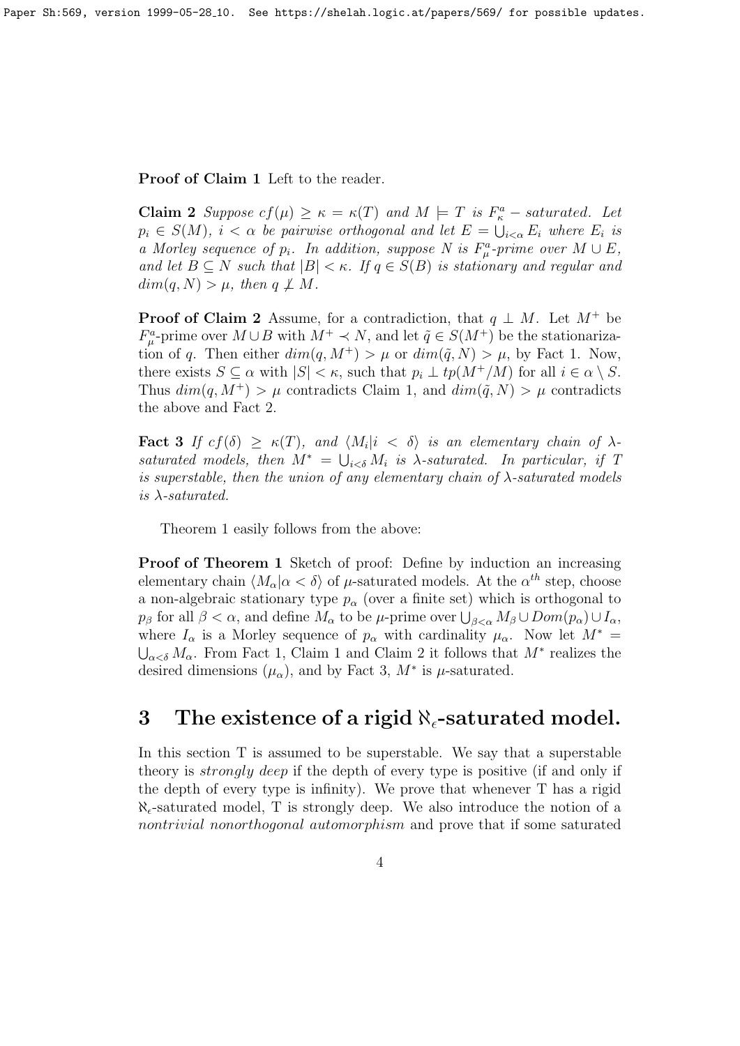**Proof of Claim 1** Left to the reader.

**Claim 2** *Suppose $cf(\mu) \geq \kappa = \kappa(T)$ and $M \models T$ is $F^a_\kappa$ – saturated. Let $p_i \in S(M)$, $i < \alpha$ be pairwise orthogonal and let $E = \bigcup_{i<\alpha} E_i$ where $E_i$ is a Morley sequence of $p_i$. In addition, suppose $N$ is $F^a_\mu$-prime over $M \cup E$, and let $B \subseteq N$ such that $|B| < \kappa$. If $q \in S(B)$ is stationary and regular and $dim(q, N) > \mu$, then $q \not\perp M$.*

**Proof of Claim 2** Assume, for a contradiction, that $q \perp M$. Let $M^+$ be $F^a_\mu$-prime over $M \cup B$ with $M^+ \prec N$, and let $\tilde{q} \in S(M^+)$ be the stationarization of $q$. Then either $dim(q, M^+) > \mu$ or $dim(\tilde{q}, N) > \mu$, by Fact 1. Now, there exists $S \subseteq \alpha$ with $|S| < \kappa$, such that $p_i \perp tp(M^+/M)$ for all $i \in \alpha \setminus S$. Thus $dim(q, M^+) > \mu$ contradicts Claim 1, and $dim(\tilde{q}, N) > \mu$ contradicts the above and Fact 2.

**Fact 3** *If $cf(\delta) \geq \kappa(T)$, and $\langle M_i | i < \delta \rangle$ is an elementary chain of $\lambda$-saturated models, then $M^* = \bigcup_{i<\delta} M_i$ is $\lambda$-saturated. In particular, if T is superstable, then the union of any elementary chain of $\lambda$-saturated models is $\lambda$-saturated.*

Theorem 1 easily follows from the above:

**Proof of Theorem 1** Sketch of proof: Define by induction an increasing elementary chain $\langle M_\alpha | \alpha < \delta \rangle$ of $\mu$-saturated models. At the $\alpha^{th}$ step, choose a non-algebraic stationary type $p_\alpha$ (over a finite set) which is orthogonal to $p_\beta$ for all $\beta < \alpha$, and define $M_\alpha$ to be $\mu$-prime over $\bigcup_{\beta<\alpha} M_\beta \cup Dom(p_\alpha) \cup I_\alpha$, where $I_\alpha$ is a Morley sequence of $p_\alpha$ with cardinality $\mu_\alpha$. Now let $M^* = \bigcup_{\alpha<\delta} M_\alpha$. From Fact 1, Claim 1 and Claim 2 it follows that $M^*$ realizes the desired dimensions $(\mu_\alpha)$, and by Fact 3, $M^*$ is $\mu$-saturated.

# 3 The existence of a rigid $\aleph_\epsilon$-saturated model.

In this section T is assumed to be superstable. We say that a superstable theory is *strongly deep* if the depth of every type is positive (if and only if the depth of every type is infinity). We prove that whenever T has a rigid $\aleph_\epsilon$-saturated model, T is strongly deep. We also introduce the notion of a *nontrivial nonorthogonal automorphism* and prove that if some saturated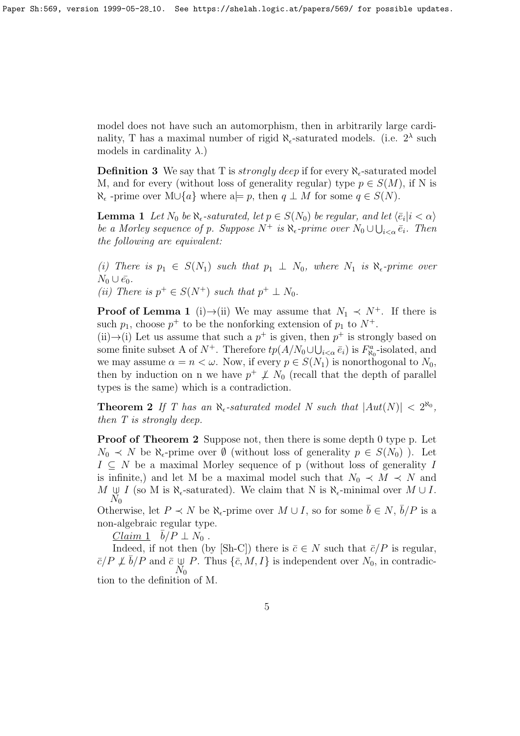model does not have such an automorphism, then in arbitrarily large cardinality, T has a maximal number of rigid $\aleph_\epsilon$-saturated models. (i.e. $2^\lambda$ such models in cardinality $\lambda$.)

**Definition 3** We say that T is *strongly deep* if for every $\aleph_\epsilon$-saturated model M, and for every (without loss of generality regular) type $p \in S(M)$, if N is $\aleph_\epsilon$ -prime over M$\cup\{a\}$ where a$\models p$, then $q \perp M$ for some $q \in S(N)$.

**Lemma 1** *Let $N_0$ be $\aleph_\epsilon$-saturated, let $p \in S(N_0)$ be regular, and let $\langle \bar{e}_i | i < \alpha \rangle$ be a Morley sequence of p. Suppose $N^+$ is $\aleph_\epsilon$-prime over $N_0 \cup \bigcup_{i<\alpha} \bar{e}_i$. Then the following are equivalent:*

*(i) There is $p_1 \in S(N_1)$ such that $p_1 \perp N_0$, where $N_1$ is $\aleph_\epsilon$-prime over $N_0 \cup \bar{e_0}$.*
*(ii) There is $p^+ \in S(N^+)$ such that $p^+ \perp N_0$.*

**Proof of Lemma 1** (i)$\rightarrow$(ii) We may assume that $N_1 \prec N^+$. If there is such $p_1$, choose $p^+$ to be the nonforking extension of $p_1$ to $N^+$.
(ii)$\rightarrow$(i) Let us assume that such a $p^+$ is given, then $p^+$ is strongly based on some finite subset A of $N^+$. Therefore $tp(A/N_0 \cup \bigcup_{i<\alpha} \bar{e}_i)$ is $F^a_{\aleph_0}$-isolated, and we may assume $\alpha = n < \omega$. Now, if every $p \in S(N_1)$ is nonorthogonal to $N_0$, then by induction on n we have $p^+ \not\perp N_0$ (recall that the depth of parallel types is the same) which is a contradiction.

**Theorem 2** *If T has an $\aleph_\epsilon$-saturated model N such that $|Aut(N)| < 2^{\aleph_0}$, then T is strongly deep.*

**Proof of Theorem 2** Suppose not, then there is some depth 0 type p. Let $N_0 \prec N$ be $\aleph_\epsilon$-prime over $\emptyset$ (without loss of generality $p \in S(N_0)$ ). Let $I \subseteq N$ be a maximal Morley sequence of p (without loss of generality $I$ is infinite,) and let M be a maximal model such that $N_0 \prec M \prec N$ and $M \underset{N_0}{\perp\!\!\!\perp} I$ (so M is $\aleph_\epsilon$-saturated). We claim that N is $\aleph_\epsilon$-minimal over $M \cup I$. Otherwise, let $P \prec N$ be $\aleph_\epsilon$-prime over $M \cup I$, so for some $\bar{b} \in N$, $\bar{b}/P$ is a non-algebraic regular type.

<u>*Claim 1*</u> $\bar{b}/P \perp N_0$ .

Indeed, if not then (by [Sh-C]) there is $\bar{c} \in N$ such that $\bar{c}/P$ is regular, $\bar{c}/P \not\perp \bar{b}/P$ and $\bar{c} \underset{N_0}{\perp\!\!\!\perp} P$. Thus $\{\bar{c}, M, I\}$ is independent over $N_0$, in contradiction to the definition of M.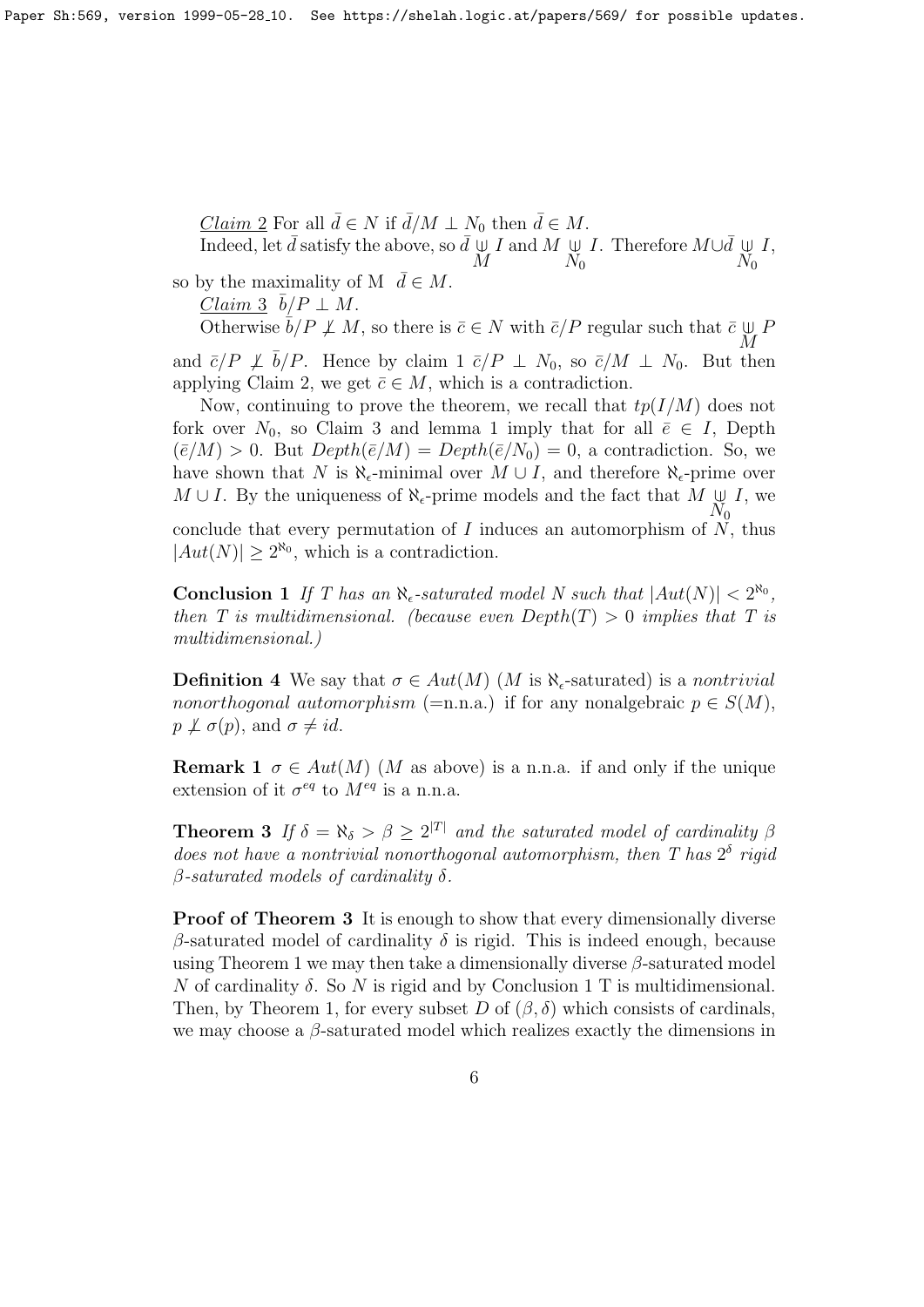<u>Claim 2</u> For all $\bar{d} \in N$ if $\bar{d}/M \perp N_0$ then $\bar{d} \in M$.

Indeed, let $\bar{d}$ satisfy the above, so $\bar{d} \underset{M}{\Cup} I$ and $M \underset{N_0}{\Cup} I$. Therefore $M \cup \bar{d} \underset{N_0}{\Cup} I$, so by the maximality of M $\bar{d} \in M$.

<u>Claim 3</u> $\bar{b}/P \perp M$.

Otherwise $\bar{b}/P \not\perp M$, so there is $\bar{c} \in N$ with $\bar{c}/P$ regular such that $\bar{c} \underset{M}{\Cup} P$ and $\bar{c}/P \not\perp \bar{b}/P$. Hence by claim 1 $\bar{c}/P \perp N_0$, so $\bar{c}/M \perp N_0$. But then applying Claim 2, we get $\bar{c} \in M$, which is a contradiction.

Now, continuing to prove the theorem, we recall that $tp(I/M)$ does not fork over $N_0$, so Claim 3 and lemma 1 imply that for all $\bar{e} \in I$, Depth $(\bar{e}/M) > 0$. But $Depth(\bar{e}/M) = Depth(\bar{e}/N_0) = 0$, a contradiction. So, we have shown that $N$ is $\aleph_\epsilon$-minimal over $M \cup I$, and therefore $\aleph_\epsilon$-prime over $M \cup I$. By the uniqueness of $\aleph_\epsilon$-prime models and the fact that $M \underset{N_0}{\Cup} I$, we conclude that every permutation of $I$ induces an automorphism of $N$, thus $|Aut(N)| \geq 2^{\aleph_0}$, which is a contradiction.

**Conclusion 1** *If $T$ has an $\aleph_\epsilon$-saturated model $N$ such that $|Aut(N)| < 2^{\aleph_0}$, then $T$ is multidimensional. (because even $Depth(T) > 0$ implies that $T$ is multidimensional.)*

**Definition 4** We say that $\sigma \in Aut(M)$ ($M$ is $\aleph_\epsilon$-saturated) is a *nontrivial nonorthogonal automorphism* (=n.n.a.) if for any nonalgebraic $p \in S(M)$, $p \not\perp \sigma(p)$, and $\sigma \neq id$.

**Remark 1** $\sigma \in Aut(M)$ ($M$ as above) is a n.n.a. if and only if the unique extension of it $\sigma^{eq}$ to $M^{eq}$ is a n.n.a.

**Theorem 3** *If $\delta = \aleph_\delta > \beta \geq 2^{|T|}$ and the saturated model of cardinality $\beta$ does not have a nontrivial nonorthogonal automorphism, then $T$ has $2^\delta$ rigid $\beta$-saturated models of cardinality $\delta$.*

**Proof of Theorem 3** It is enough to show that every dimensionally diverse $\beta$-saturated model of cardinality $\delta$ is rigid. This is indeed enough, because using Theorem 1 we may then take a dimensionally diverse $\beta$-saturated model $N$ of cardinality $\delta$. So $N$ is rigid and by Conclusion 1 T is multidimensional. Then, by Theorem 1, for every subset $D$ of $(\beta, \delta)$ which consists of cardinals, we may choose a $\beta$-saturated model which realizes exactly the dimensions in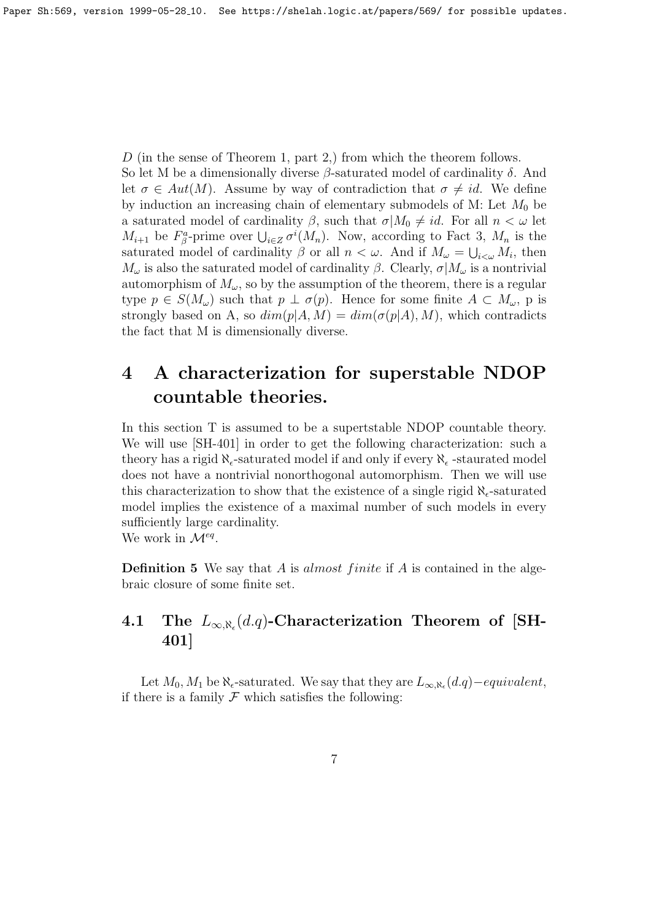$D$ (in the sense of Theorem 1, part 2,) from which the theorem follows.
So let M be a dimensionally diverse $\beta$-saturated model of cardinality $\delta$. And let $\sigma \in Aut(M)$. Assume by way of contradiction that $\sigma \neq id$. We define by induction an increasing chain of elementary submodels of M: Let $M_0$ be a saturated model of cardinality $\beta$, such that $\sigma|M_0 \neq id$. For all $n < \omega$ let $M_{i+1}$ be $F^a_\beta$-prime over $\bigcup_{i \in Z} \sigma^i(M_n)$. Now, according to Fact 3, $M_n$ is the saturated model of cardinality $\beta$ or all $n < \omega$. And if $M_\omega = \bigcup_{i<\omega} M_i$, then $M_\omega$ is also the saturated model of cardinality $\beta$. Clearly, $\sigma|M_\omega$ is a nontrivial automorphism of $M_\omega$, so by the assumption of the theorem, there is a regular type $p \in S(M_\omega)$ such that $p \perp \sigma(p)$. Hence for some finite $A \subset M_\omega$, p is strongly based on A, so $dim(p|A, M) = dim(\sigma(p|A), M)$, which contradicts the fact that M is dimensionally diverse.

# 4 A characterization for superstable NDOP countable theories.

In this section T is assumed to be a supertstable NDOP countable theory. We will use [SH-401] in order to get the following characterization: such a theory has a rigid $\aleph_\epsilon$-saturated model if and only if every $\aleph_\epsilon$ -staurated model does not have a nontrivial nonorthogonal automorphism. Then we will use this characterization to show that the existence of a single rigid $\aleph_\epsilon$-saturated model implies the existence of a maximal number of such models in every sufficiently large cardinality.
We work in $\mathcal{M}^{eq}$.

**Definition 5** We say that $A$ is *almost finite* if $A$ is contained in the algebraic closure of some finite set.

## 4.1 The $L_{\infty,\aleph_\epsilon}(d.q)$-Characterization Theorem of [SH-401]

Let $M_0, M_1$ be $\aleph_\epsilon$-saturated. We say that they are $L_{\infty,\aleph_\epsilon}(d.q)-equivalent$, if there is a family $\mathcal{F}$ which satisfies the following: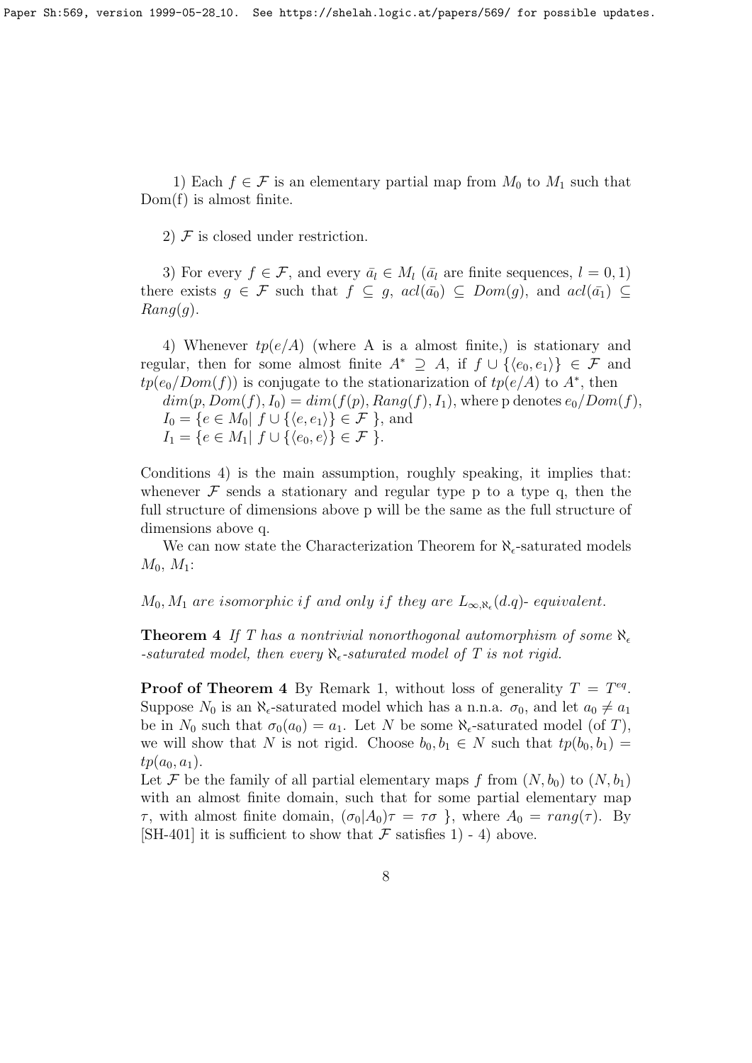1) Each $f \in \mathcal{F}$ is an elementary partial map from $M_0$ to $M_1$ such that Dom(f) is almost finite.

2) $\mathcal{F}$ is closed under restriction.

3) For every $f \in \mathcal{F}$, and every $\bar{a}_l \in M_l$ ($\bar{a}_l$ are finite sequences, $l = 0, 1$) there exists $g \in \mathcal{F}$ such that $f \subseteq g$, $acl(\bar{a_0}) \subseteq Dom(g)$, and $acl(\bar{a_1}) \subseteq Rang(g)$.

4) Whenever $tp(e/A)$ (where A is a almost finite,) is stationary and regular, then for some almost finite $A^* \supseteq A$, if $f \cup \{\langle e_0, e_1 \rangle\} \in \mathcal{F}$ and $tp(e_0/Dom(f))$ is conjugate to the stationarization of $tp(e/A)$ to $A^*$, then
$dim(p, Dom(f), I_0) = dim(f(p), Rang(f), I_1)$, where p denotes $e_0/Dom(f)$,
$I_0 = \{e \in M_0 | \ f \cup \{\langle e, e_1 \rangle\} \in \mathcal{F} \ \}$, and
$I_1 = \{e \in M_1 | \ f \cup \{\langle e_0, e \rangle\} \in \mathcal{F} \ \}$.

Conditions 4) is the main assumption, roughly speaking, it implies that: whenever $\mathcal{F}$ sends a stationary and regular type p to a type q, then the full structure of dimensions above p will be the same as the full structure of dimensions above q.

We can now state the Characterization Theorem for $\aleph_\epsilon$-saturated models $M_0$, $M_1$:

*$M_0, M_1$ are isomorphic if and only if they are $L_{\infty,\aleph_\epsilon}(d.q)$- equivalent.*

**Theorem 4** *If T has a nontrivial nonorthogonal automorphism of some $\aleph_\epsilon$ -saturated model, then every $\aleph_\epsilon$-saturated model of T is not rigid.*

**Proof of Theorem 4** By Remark 1, without loss of generality $T = T^{eq}$. Suppose $N_0$ is an $\aleph_\epsilon$-saturated model which has a n.n.a. $\sigma_0$, and let $a_0 \neq a_1$ be in $N_0$ such that $\sigma_0(a_0) = a_1$. Let $N$ be some $\aleph_\epsilon$-saturated model (of $T$), we will show that $N$ is not rigid. Choose $b_0, b_1 \in N$ such that $tp(b_0, b_1) = tp(a_0, a_1)$.
Let $\mathcal{F}$ be the family of all partial elementary maps $f$ from $(N, b_0)$ to $(N, b_1)$ with an almost finite domain, such that for some partial elementary map $\tau$, with almost finite domain, $(\sigma_0 | A_0)\tau = \tau\sigma$ }, where $A_0 = rang(\tau)$. By [SH-401] it is sufficient to show that $\mathcal{F}$ satisfies 1) - 4) above.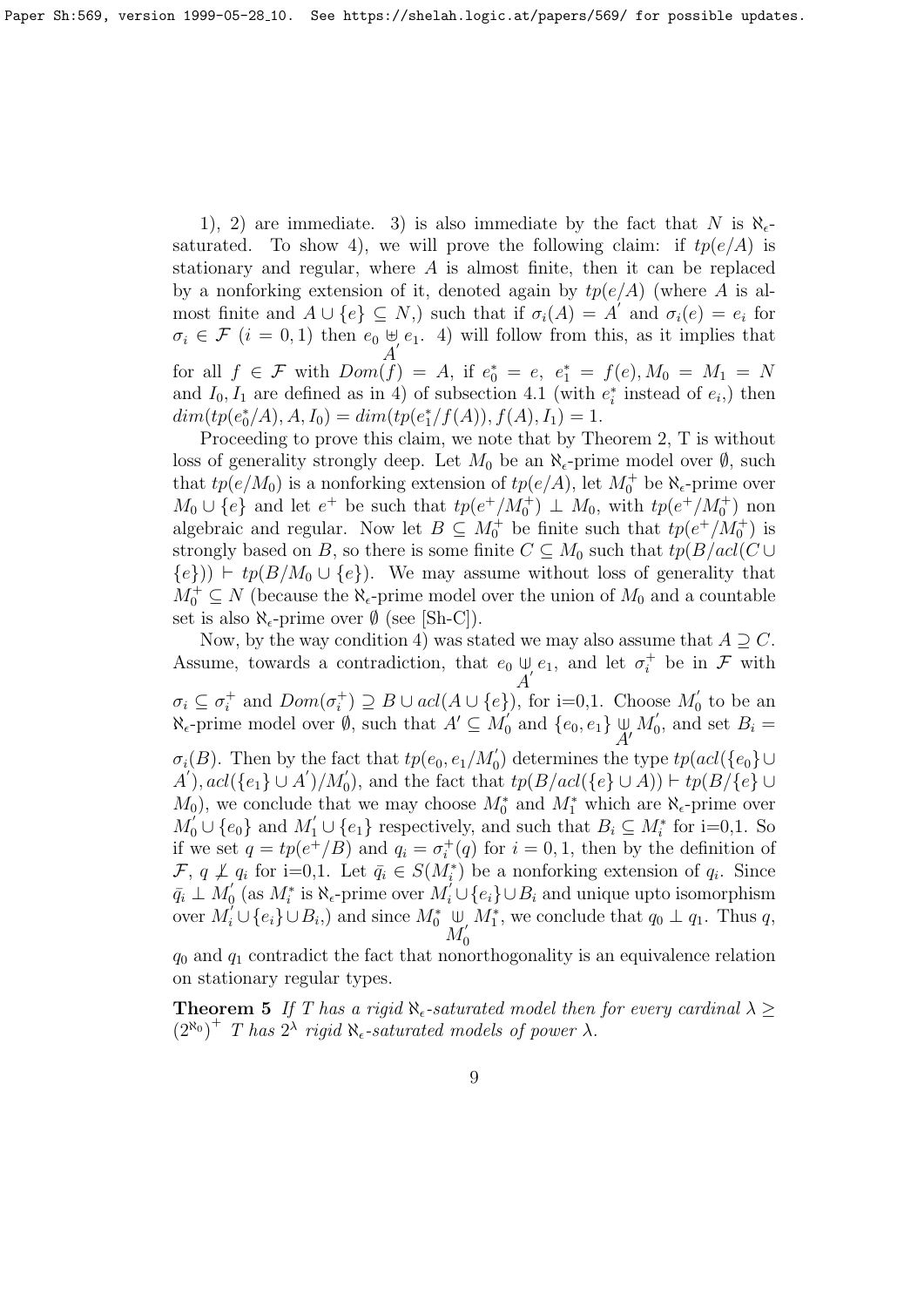1), 2) are immediate. 3) is also immediate by the fact that $N$ is $\aleph_\epsilon$-saturated. To show 4), we will prove the following claim: if $tp(e/A)$ is stationary and regular, where $A$ is almost finite, then it can be replaced by a nonforking extension of it, denoted again by $tp(e/A)$ (where $A$ is almost finite and $A \cup \{e\} \subseteq N$,) such that if $\sigma_i(A) = A'$ and $\sigma_i(e) = e_i$ for $\sigma_i \in \mathcal{F}$ ($i = 0, 1$) then $e_0 \underset{A'}{\not\!\!\cup} e_1$. 4) will follow from this, as it implies that for all $f \in \mathcal{F}$ with $Dom(f) = A$, if $e_0^* = e$, $e_1^* = f(e), M_0 = M_1 = N$ and $I_0, I_1$ are defined as in 4) of subsection 4.1 (with $e_i^*$ instead of $e_i$,) then $dim(tp(e_0^*/A), A, I_0) = dim(tp(e_1^*/f(A)), f(A), I_1) = 1$.

Proceeding to prove this claim, we note that by Theorem 2, T is without loss of generality strongly deep. Let $M_0$ be an $\aleph_\epsilon$-prime model over $\emptyset$, such that $tp(e/M_0)$ is a nonforking extension of $tp(e/A)$, let $M_0^+$ be $\aleph_\epsilon$-prime over $M_0 \cup \{e\}$ and let $e^+$ be such that $tp(e^+/M_0^+) \perp M_0$, with $tp(e^+/M_0^+)$ non algebraic and regular. Now let $B \subseteq M_0^+$ be finite such that $tp(e^+/M_0^+)$ is strongly based on $B$, so there is some finite $C \subseteq M_0$ such that $tp(B/acl(C \cup \{e\})) \vdash tp(B/M_0 \cup \{e\})$. We may assume without loss of generality that $M_0^+ \subseteq N$ (because the $\aleph_\epsilon$-prime model over the union of $M_0$ and a countable set is also $\aleph_\epsilon$-prime over $\emptyset$ (see [Sh-C]).

Now, by the way condition 4) was stated we may also assume that $A \supseteq C$. Assume, towards a contradiction, that $e_0 \underset{A'}{\cup} e_1$, and let $\sigma_i^+$ be in $\mathcal{F}$ with $\sigma_i \subseteq \sigma_i^+$ and $Dom(\sigma_i^+) \supseteq B \cup acl(A \cup \{e\})$, for i=0,1. Choose $M_0'$ to be an $\aleph_\epsilon$-prime model over $\emptyset$, such that $A' \subseteq M_0'$ and $\{e_0, e_1\} \underset{A'}{\cup} M_0'$, and set $B_i = \sigma_i(B)$. Then by the fact that $tp(e_0, e_1/M_0')$ determines the type $tp(acl(\{e_0\} \cup A'), acl(\{e_1\} \cup A')/M_0')$, and the fact that $tp(B/acl(\{e\} \cup A)) \vdash tp(B/\{e\} \cup M_0)$, we conclude that we may choose $M_0^*$ and $M_1^*$ which are $\aleph_\epsilon$-prime over $M_0' \cup \{e_0\}$ and $M_1' \cup \{e_1\}$ respectively, and such that $B_i \subseteq M_i^*$ for i=0,1. So if we set $q = tp(e^+/B)$ and $q_i = \sigma_i^+(q)$ for $i = 0, 1$, then by the definition of $\mathcal{F}$, $q \not\perp q_i$ for i=0,1. Let $\bar{q}_i \in S(M_i^*)$ be a nonforking extension of $q_i$. Since $\bar{q}_i \perp M_0'$ (as $M_i^*$ is $\aleph_\epsilon$-prime over $M_i' \cup \{e_i\} \cup B_i$ and unique upto isomorphism over $M_i' \cup \{e_i\} \cup B_i$,) and since $M_0^* \underset{M_0'}{\cup} M_1^*$, we conclude that $q_0 \perp q_1$. Thus $q$, $q_0$ and $q_1$ contradict the fact that nonorthogonality is an equivalence relation on stationary regular types.

**Theorem 5** *If $T$ has a rigid $\aleph_\epsilon$-saturated model then for every cardinal $\lambda \geq (2^{\aleph_0})^+$ $T$ has $2^\lambda$ rigid $\aleph_\epsilon$-saturated models of power $\lambda$.*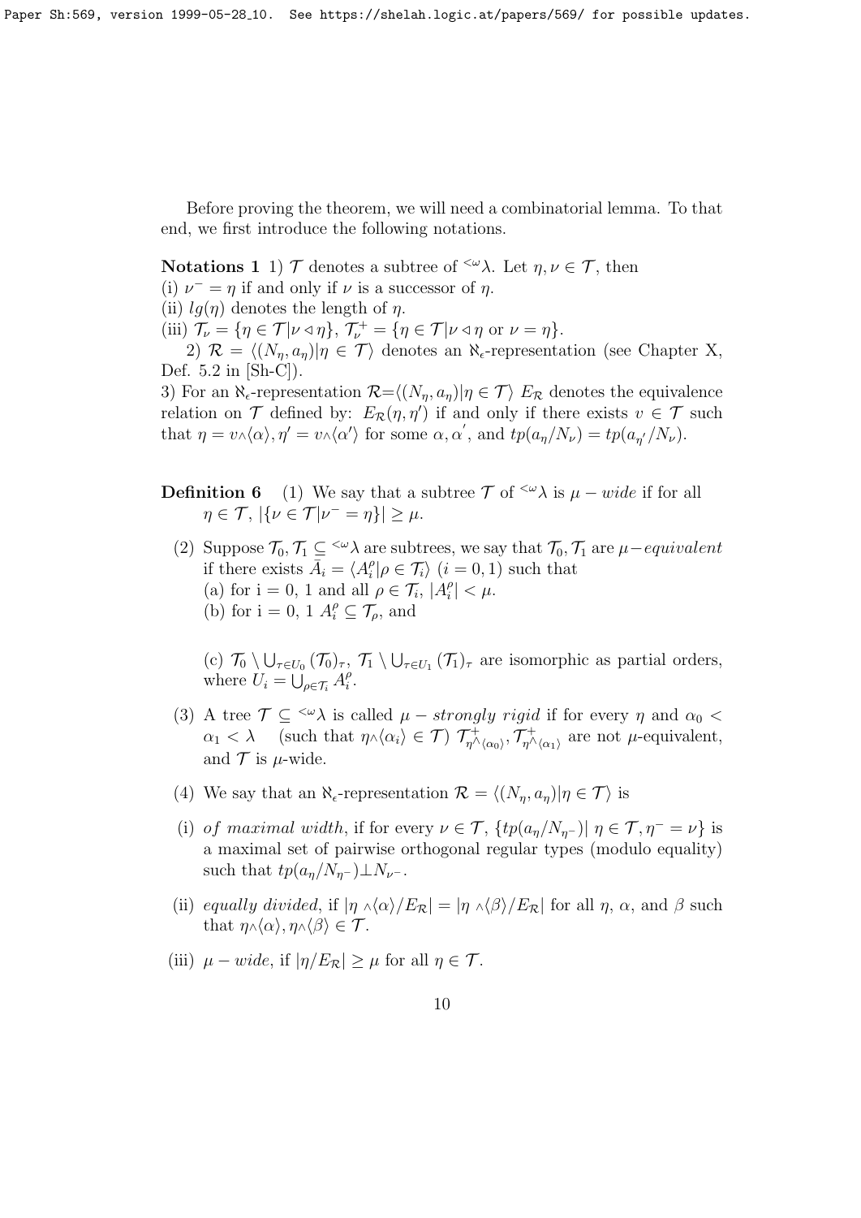Before proving the theorem, we will need a combinatorial lemma. To that end, we first introduce the following notations.

**Notations 1** 1) $\mathcal{T}$ denotes a subtree of ${}^{<\omega}\lambda$. Let $\eta, \nu \in \mathcal{T}$, then
(i) $\nu^- = \eta$ if and only if $\nu$ is a successor of $\eta$.
(ii) $lg(\eta)$ denotes the length of $\eta$.
(iii) $\mathcal{T}_\nu = \{\eta \in \mathcal{T} | \nu \triangleleft \eta\}$, $\mathcal{T}^+_\nu = \{\eta \in \mathcal{T} | \nu \triangleleft \eta \text{ or } \nu = \eta\}$.

2) $\mathcal{R} = \langle (N_\eta, a_\eta) | \eta \in \mathcal{T} \rangle$ denotes an $\aleph_\epsilon$-representation (see Chapter X, Def. 5.2 in [Sh-C]).

3) For an $\aleph_\epsilon$-representation $\mathcal{R}=\langle (N_\eta, a_\eta) | \eta \in \mathcal{T} \rangle$ $E_\mathcal{R}$ denotes the equivalence relation on $\mathcal{T}$ defined by: $E_\mathcal{R}(\eta, \eta')$ if and only if there exists $v \in \mathcal{T}$ such that $\eta = v {}^\wedge \langle \alpha \rangle, \eta' = v {}^\wedge \langle \alpha' \rangle$ for some $\alpha, \alpha'$, and $tp(a_\eta / N_\nu) = tp(a_{\eta'} / N_\nu)$.

**Definition 6** (1) We say that a subtree $\mathcal{T}$ of ${}^{<\omega}\lambda$ is $\mu - wide$ if for all $\eta \in \mathcal{T}$, $|\{\nu \in \mathcal{T} | \nu^- = \eta\}| \geq \mu$.

(2) Suppose $\mathcal{T}_0, \mathcal{T}_1 \subseteq {}^{<\omega}\lambda$ are subtrees, we say that $\mathcal{T}_0, \mathcal{T}_1$ are $\mu-equivalent$ if there exists $\bar{A}_i = \langle A^\rho_i | \rho \in \mathcal{T}_i \rangle$ $(i = 0, 1)$ such that
(a) for i = 0, 1 and all $\rho \in \mathcal{T}_i$, $|A^\rho_i| < \mu$.
(b) for i = 0, 1 $A^\rho_i \subseteq \mathcal{T}_\rho$, and

(c) $\mathcal{T}_0 \setminus \bigcup_{\tau \in U_0} (\mathcal{T}_0)_\tau$, $\mathcal{T}_1 \setminus \bigcup_{\tau \in U_1} (\mathcal{T}_1)_\tau$ are isomorphic as partial orders, where $U_i = \bigcup_{\rho \in \mathcal{T}_i} A^\rho_i$.

(3) A tree $\mathcal{T} \subseteq {}^{<\omega}\lambda$ is called $\mu - strongly\ rigid$ if for every $\eta$ and $\alpha_0 < \alpha_1 < \lambda$ (such that $\eta {}^\wedge \langle \alpha_i \rangle \in \mathcal{T}$) $\mathcal{T}^+_{\eta^\wedge\langle \alpha_0 \rangle}, \mathcal{T}^+_{\eta^\wedge\langle \alpha_1 \rangle}$ are not $\mu$-equivalent, and $\mathcal{T}$ is $\mu$-wide.

(4) We say that an $\aleph_\epsilon$-representation $\mathcal{R} = \langle (N_\eta, a_\eta) | \eta \in \mathcal{T} \rangle$ is

(i) *of maximal width*, if for every $\nu \in \mathcal{T}$, $\{tp(a_\eta / N_{\eta^-}) | \eta \in \mathcal{T}, \eta^- = \nu\}$ is a maximal set of pairwise orthogonal regular types (modulo equality) such that $tp(a_\eta / N_{\eta^-}) \perp N_{\nu^-}$.

(ii) *equally divided*, if $|\eta {}^\wedge \langle \alpha \rangle / E_\mathcal{R}| = |\eta {}^\wedge \langle \beta \rangle / E_\mathcal{R}|$ for all $\eta$, $\alpha$, and $\beta$ such that $\eta {}^\wedge \langle \alpha \rangle, \eta {}^\wedge \langle \beta \rangle \in \mathcal{T}$.

(iii) $\mu - wide$, if $|\eta / E_\mathcal{R}| \geq \mu$ for all $\eta \in \mathcal{T}$.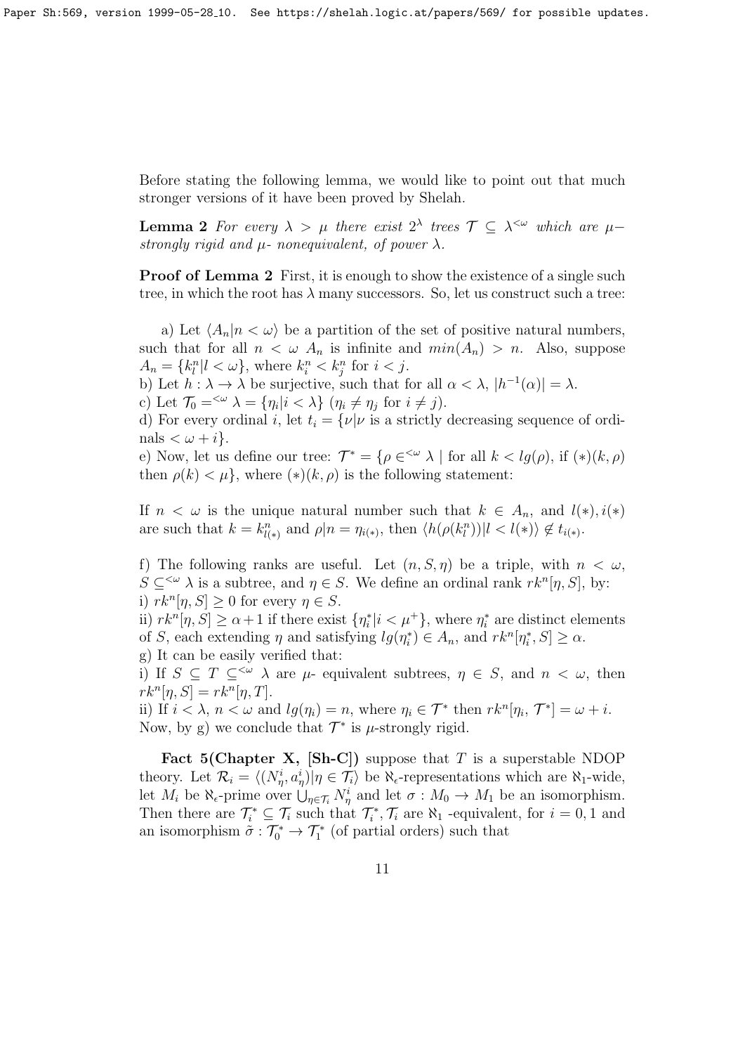Before stating the following lemma, we would like to point out that much stronger versions of it have been proved by Shelah.

**Lemma 2** *For every $\lambda > \mu$ there exist $2^\lambda$ trees $\mathcal{T} \subseteq \lambda^{<\omega}$ which are $\mu-$ strongly rigid and $\mu$- nonequivalent, of power $\lambda$.*

**Proof of Lemma 2** First, it is enough to show the existence of a single such tree, in which the root has $\lambda$ many successors. So, let us construct such a tree:

a) Let $\langle A_n | n < \omega \rangle$ be a partition of the set of positive natural numbers, such that for all $n < \omega$ $A_n$ is infinite and $min(A_n) > n$. Also, suppose $A_n = \{k_l^n | l < \omega\}$, where $k_i^n < k_j^n$ for $i < j$.
b) Let $h : \lambda \to \lambda$ be surjective, such that for all $\alpha < \lambda$, $|h^{-1}(\alpha)| = \lambda$.
c) Let $\mathcal{T}_0 = ^{<\omega} \lambda = \{\eta_i | i < \lambda\}$ ($\eta_i \neq \eta_j$ for $i \neq j$).
d) For every ordinal $i$, let $t_i = \{\nu | \nu$ is a strictly decreasing sequence of ordinals $< \omega + i\}$.
e) Now, let us define our tree: $\mathcal{T}^* = \{\rho \in ^{<\omega} \lambda \mid$ for all $k < lg(\rho)$, if $(*)(k, \rho)$ then $\rho(k) < \mu\}$, where $(*)(k, \rho)$ is the following statement:

If $n < \omega$ is the unique natural number such that $k \in A_n$, and $l(*), i(*)$ are such that $k = k_{l(*)}^n$ and $\rho | n = \eta_{i(*)}$, then $\langle h(\rho(k_l^n)) | l < l(*) \rangle \notin t_{i(*)}$.

f) The following ranks are useful. Let $(n, S, \eta)$ be a triple, with $n < \omega$, $S \subseteq^{<\omega} \lambda$ is a subtree, and $\eta \in S$. We define an ordinal rank $rk^n[\eta, S]$, by:
i) $rk^n[\eta, S] \geq 0$ for every $\eta \in S$.
ii) $rk^n[\eta, S] \geq \alpha + 1$ if there exist $\{\eta_i^* | i < \mu^+\}$, where $\eta_i^*$ are distinct elements of $S$, each extending $\eta$ and satisfying $lg(\eta_i^*) \in A_n$, and $rk^n[\eta_i^*, S] \geq \alpha$.
g) It can be easily verified that:
i) If $S \subseteq T \subseteq^{<\omega} \lambda$ are $\mu$- equivalent subtrees, $\eta \in S$, and $n < \omega$, then $rk^n[\eta, S] = rk^n[\eta, T]$.
ii) If $i < \lambda$, $n < \omega$ and $lg(\eta_i) = n$, where $\eta_i \in \mathcal{T}^*$ then $rk^n[\eta_i, \mathcal{T}^*] = \omega + i$.
Now, by g) we conclude that $\mathcal{T}^*$ is $\mu$-strongly rigid.

**Fact 5(Chapter X, [Sh-C])** suppose that $T$ is a superstable NDOP theory. Let $\mathcal{R}_i = \langle (N_\eta^i, a_\eta^i) | \eta \in \mathcal{T}_i \rangle$ be $\aleph_\epsilon$-representations which are $\aleph_1$-wide, let $M_i$ be $\aleph_\epsilon$-prime over $\bigcup_{\eta \in \mathcal{T}_i} N_\eta^i$ and let $\sigma : M_0 \to M_1$ be an isomorphism. Then there are $\mathcal{T}_i^* \subseteq \mathcal{T}_i$ such that $\mathcal{T}_i^*, \mathcal{T}_i$ are $\aleph_1$ -equivalent, for $i = 0, 1$ and an isomorphism $\tilde{\sigma} : \mathcal{T}_0^* \to \mathcal{T}_1^*$ (of partial orders) such that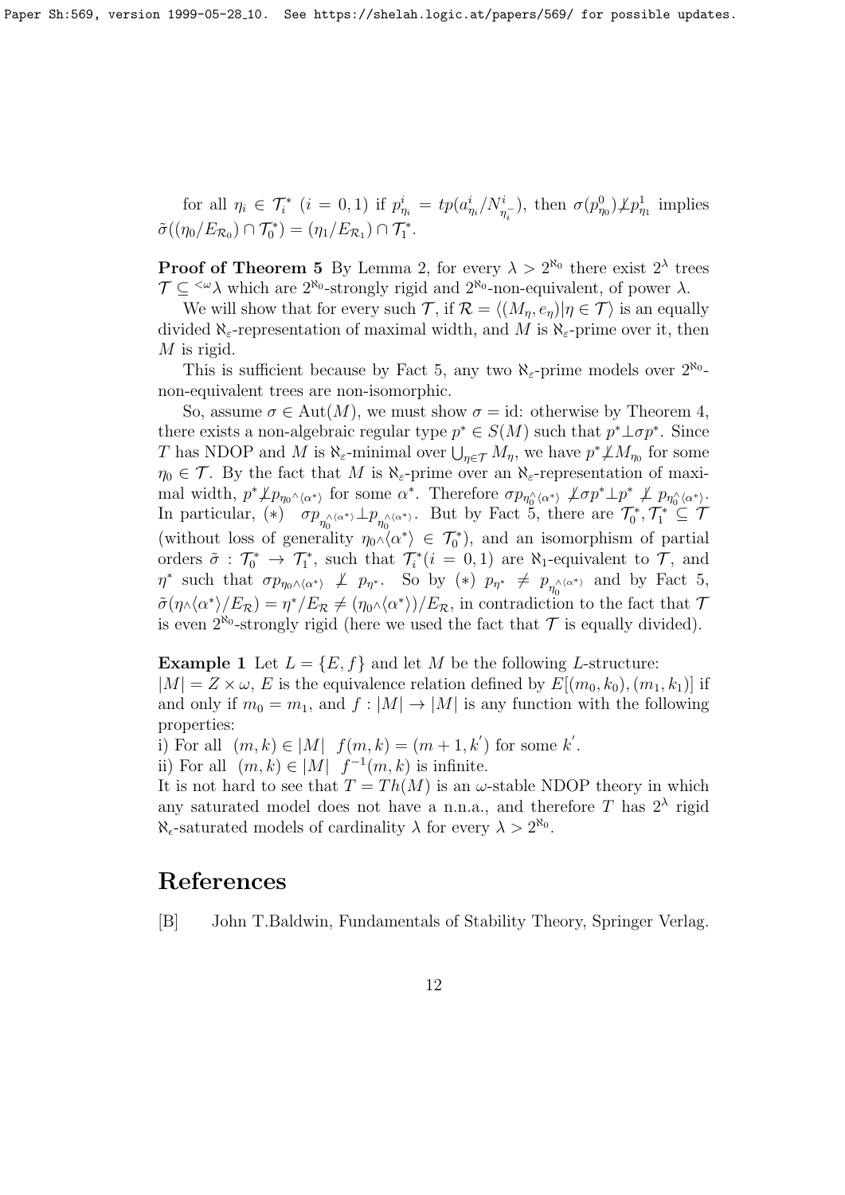for all $\eta_i \in \mathcal{T}_i^*$ $(i = 0, 1)$ if $p^i_{\eta_i} = tp(a^i_{\eta_i}/N^i_{\eta_i^-})$, then $\sigma(p^0_{\eta_0}) \not\perp p^1_{\eta_1}$ implies $\tilde{\sigma}((\eta_0/E_{\mathcal{R}_0}) \cap \mathcal{T}_0^*) = (\eta_1/E_{\mathcal{R}_1}) \cap \mathcal{T}_1^*$.

**Proof of Theorem 5** By Lemma 2, for every $\lambda > 2^{\aleph_0}$ there exist $2^\lambda$ trees $\mathcal{T} \subseteq {}^{<\omega}\lambda$ which are $2^{\aleph_0}$-strongly rigid and $2^{\aleph_0}$-non-equivalent, of power $\lambda$.

We will show that for every such $\mathcal{T}$, if $\mathcal{R} = \langle (M_\eta, e_\eta) | \eta \in \mathcal{T} \rangle$ is an equally divided $\aleph_\varepsilon$-representation of maximal width, and $M$ is $\aleph_\varepsilon$-prime over it, then $M$ is rigid.

This is sufficient because by Fact 5, any two $\aleph_\varepsilon$-prime models over $2^{\aleph_0}$-non-equivalent trees are non-isomorphic.

So, assume $\sigma \in \mathrm{Aut}(M)$, we must show $\sigma = \mathrm{id}$: otherwise by Theorem 4, there exists a non-algebraic regular type $p^* \in S(M)$ such that $p^* \perp \sigma p^*$. Since $T$ has NDOP and $M$ is $\aleph_\varepsilon$-minimal over $\bigcup_{\eta \in \mathcal{T}} M_\eta$, we have $p^* \not\perp M_{\eta_0}$ for some $\eta_0 \in \mathcal{T}$. By the fact that $M$ is $\aleph_\varepsilon$-prime over an $\aleph_\varepsilon$-representation of maximal width, $p^* \not\perp p_{\eta_0 {}^\wedge \langle \alpha^* \rangle}$ for some $\alpha^*$. Therefore $\sigma p_{\eta_0^\wedge \langle \alpha^* \rangle} \not\perp \sigma p^* \perp p^* \not\perp p_{\eta_0^\wedge \langle \alpha^* \rangle}$. In particular, $(*)$ $\sigma p_{\eta_0^\wedge \langle \alpha^* \rangle} \perp p_{\eta_0^\wedge \langle \alpha^* \rangle}$. But by Fact 5, there are $\mathcal{T}_0^*, \mathcal{T}_1^* \subseteq \mathcal{T}$ (without loss of generality $\eta_0 {}^\wedge \langle \alpha^* \rangle \in \mathcal{T}_0^*$), and an isomorphism of partial orders $\tilde{\sigma} : \mathcal{T}_0^* \to \mathcal{T}_1^*$, such that $\mathcal{T}_i^* (i = 0, 1)$ are $\aleph_1$-equivalent to $\mathcal{T}$, and $\eta^*$ such that $\sigma p_{\eta_0 {}^\wedge \langle \alpha^* \rangle} \not\perp p_{\eta^*}$. So by $(*)$ $p_{\eta^*} \neq p_{\eta_0^\wedge \langle \alpha^* \rangle}$ and by Fact 5, $\tilde{\sigma}(\eta {}^\wedge \langle \alpha^* \rangle / E_{\mathcal{R}}) = \eta^* / E_{\mathcal{R}} \neq (\eta_0 {}^\wedge \langle \alpha^* \rangle) / E_{\mathcal{R}}$, in contradiction to the fact that $\mathcal{T}$ is even $2^{\aleph_0}$-strongly rigid (here we used the fact that $\mathcal{T}$ is equally divided).

**Example 1** Let $L = \{E, f\}$ and let $M$ be the following $L$-structure:
$|M| = Z \times \omega$, $E$ is the equivalence relation defined by $E[(m_0, k_0), (m_1, k_1)]$ if and only if $m_0 = m_1$, and $f : |M| \to |M|$ is any function with the following properties:

i) For all $(m, k) \in |M|$ $f(m, k) = (m + 1, k')$ for some $k'$.

ii) For all $(m, k) \in |M|$ $f^{-1}(m, k)$ is infinite.

It is not hard to see that $T = Th(M)$ is an $\omega$-stable NDOP theory in which any saturated model does not have a n.n.a., and therefore $T$ has $2^\lambda$ rigid $\aleph_\epsilon$-saturated models of cardinality $\lambda$ for every $\lambda > 2^{\aleph_0}$.

# References

[B] John T.Baldwin, Fundamentals of Stability Theory, Springer Verlag.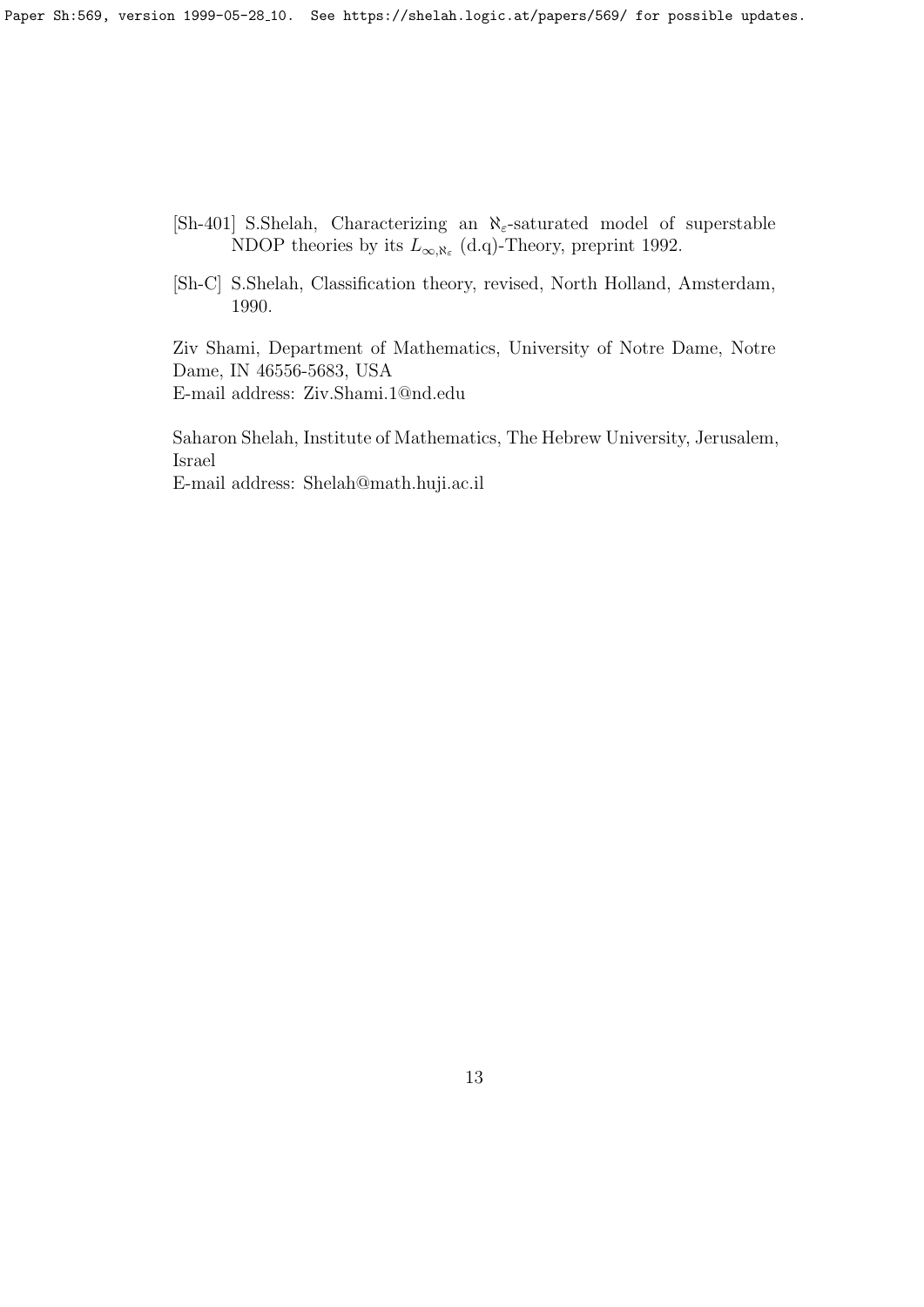[Sh-401] S.Shelah, Characterizing an $\aleph_\varepsilon$-saturated model of superstable NDOP theories by its $L_{\infty,\aleph_\varepsilon}$ (d.q)-Theory, preprint 1992.

[Sh-C] S.Shelah, Classification theory, revised, North Holland, Amsterdam, 1990.

Ziv Shami, Department of Mathematics, University of Notre Dame, Notre Dame, IN 46556-5683, USA
E-mail address: Ziv.Shami.1@nd.edu

Saharon Shelah, Institute of Mathematics, The Hebrew University, Jerusalem, Israel
E-mail address: Shelah@math.huji.ac.il